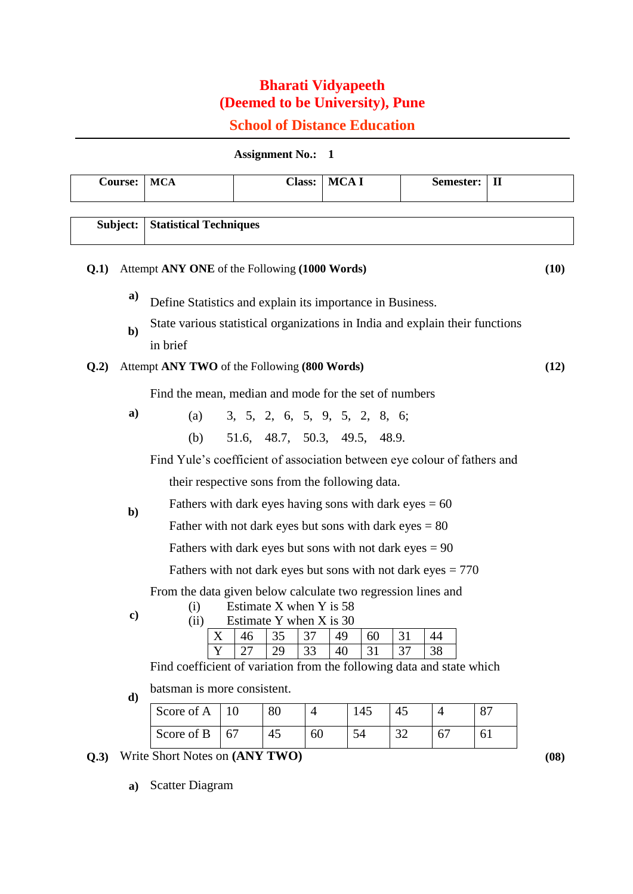# Bharati Vidyapeeth
# (Deemed to be University), Pune
## School of Distance Education

**Assignment No.: 1**

| **Course:** | **MCA** | **Class:** | **MCA I** | **Semester:** | **II** |
|---|---|---|---|---|---|

| **Subject:** | **Statistical Techniques** |
|---|---|

**Q.1)** Attempt **ANY ONE** of the Following **(1000 Words)** **(10)**

**a)** Define Statistics and explain its importance in Business.

**b)** State various statistical organizations in India and explain their functions in brief

**Q.2)** Attempt **ANY TWO** of the Following **(800 Words)** **(12)**

**a)** Find the mean, median and mode for the set of numbers

(a) 3, 5, 2, 6, 5, 9, 5, 2, 8, 6;

(b) 51.6, 48.7, 50.3, 49.5, 48.9.

**b)** Find Yule's coefficient of association between eye colour of fathers and their respective sons from the following data.

Fathers with dark eyes having sons with dark eyes = 60

Father with not dark eyes but sons with dark eyes = 80

Fathers with dark eyes but sons with not dark eyes = 90

Fathers with not dark eyes but sons with not dark eyes = 770

**c)** From the data given below calculate two regression lines and

(i) Estimate X when Y is 58

(ii) Estimate Y when X is 30

| X | 46 | 35 | 37 | 49 | 60 | 31 | 44 |
|---|---|---|---|---|---|---|---|
| Y | 27 | 29 | 33 | 40 | 31 | 37 | 38 |

**d)** Find coefficient of variation from the following data and state which batsman is more consistent.

| Score of A | 10 | 80 | 4 | 145 | 45 | 4 | 87 |
|---|---|---|---|---|---|---|---|
| Score of B | 67 | 45 | 60 | 54 | 32 | 67 | 61 |

**Q.3)** Write Short Notes on **(ANY TWO)** **(08)**

**a)** Scatter Diagram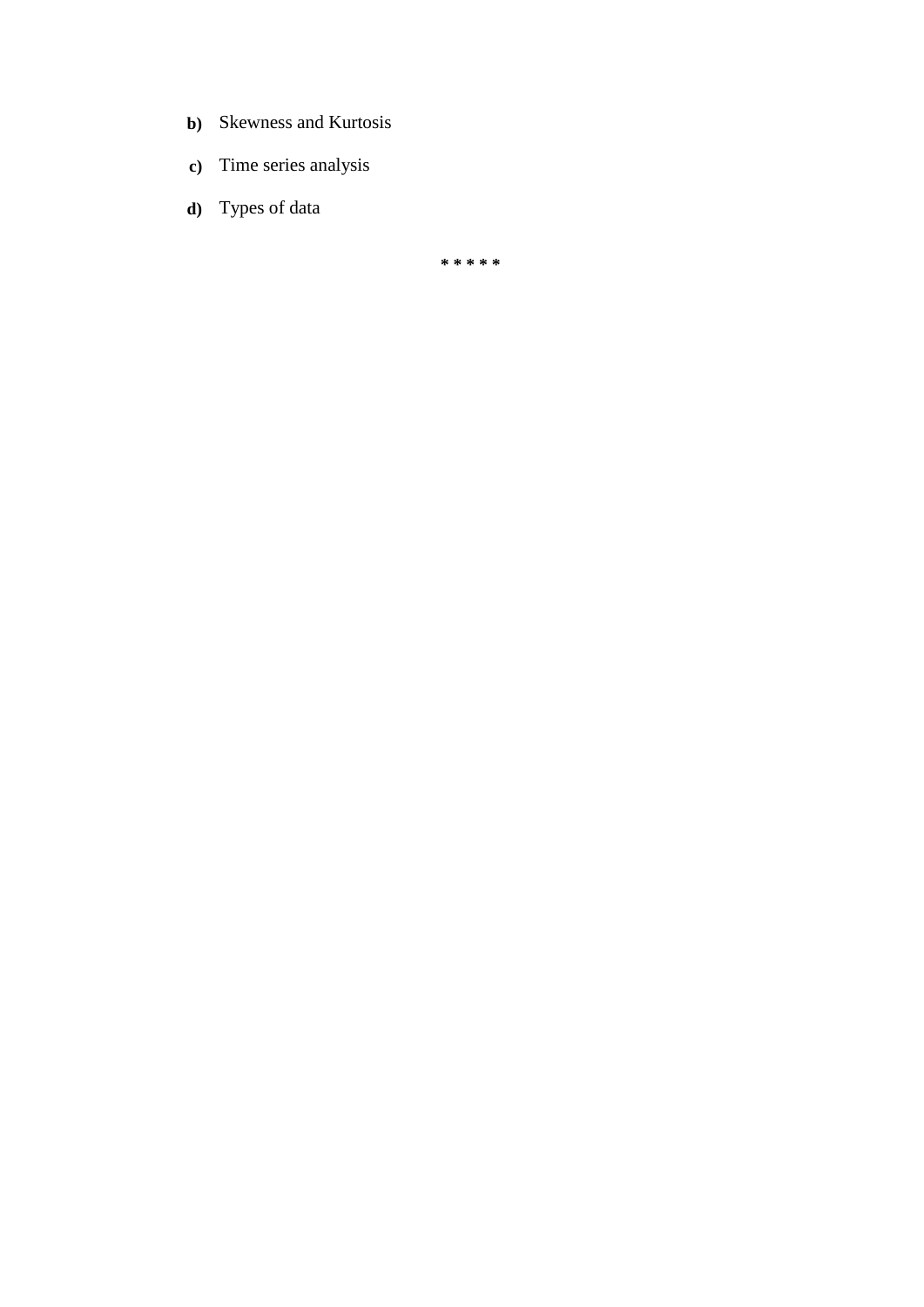**b)** Skewness and Kurtosis

**c)** Time series analysis

**d)** Types of data

* * * * *